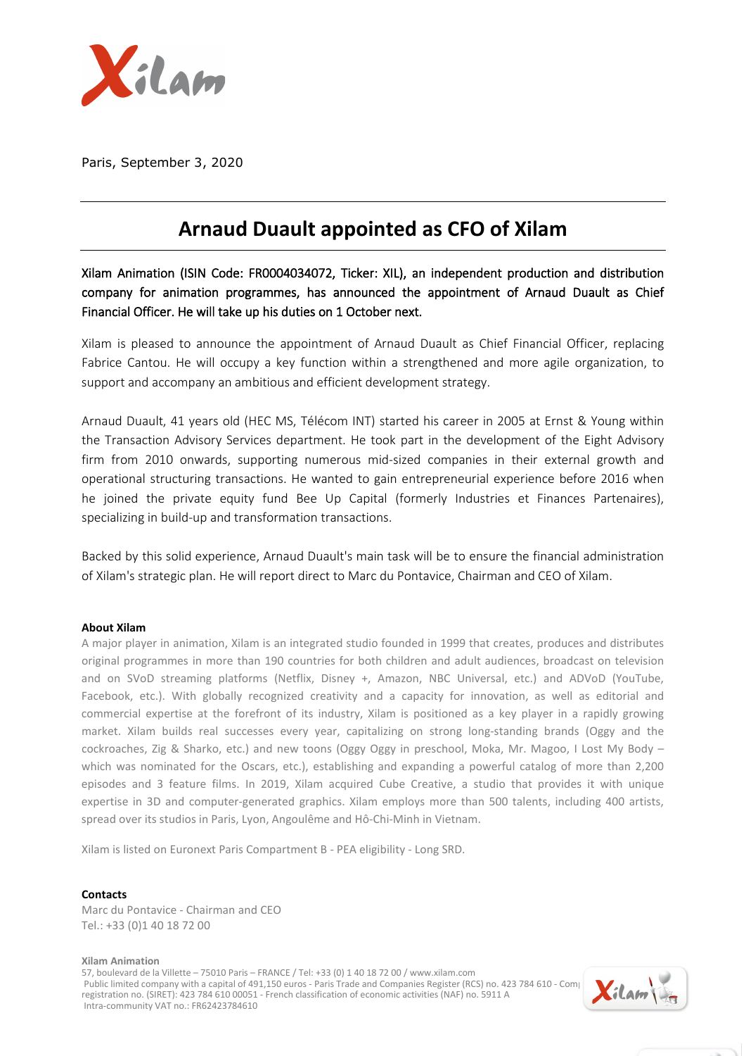Paris, September 3, 2020

# Arnaud Duault appointed as CFO of Xilam

Xilam Animation (ISIN Code: FR0004034072, Ticker: XIL), an independent production and distribution company for animation programmes, has announced the appointment of Arnaud Duault as Chief Financial Officer. He will take up his duties on 1 October next.

Xilam is pleased to announce the appointment of Arnaud Duault as Chief Financial Officer, replacing Fabrice Cantou. He will occupy a key function within a strengthened and more agile organization, to support and accompany an ambitious and efficient development strategy.

Arnaud Duault, 41 years old (HEC MS, Télécom INT) started his career in 2005 at Ernst & Young within the Transaction Advisory Services department. He took part in the development of the Eight Advisory firm from 2010 onwards, supporting numerous mid-sized companies in their external growth and operational structuring transactions. He wanted to gain entrepreneurial experience before 2016 when he joined the private equity fund Bee Up Capital (formerly Industries et Finances Partenaires), specializing in build-up and transformation transactions.

Backed by this solid experience, Arnaud Duault's main task will be to ensure the financial administration of Xilam's strategic plan. He will report direct to Marc du Pontavice, Chairman and CEO of Xilam.

**About Xilam**

A major player in animation, Xilam is an integrated studio founded in 1999 that creates, produces and distributes original programmes in more than 190 countries for both children and adult audiences, broadcast on television and on SVoD streaming platforms (Netflix, Disney +, Amazon, NBC Universal, etc.) and ADVoD (YouTube, Facebook, etc.). With globally recognized creativity and a capacity for innovation, as well as editorial and commercial expertise at the forefront of its industry, Xilam is positioned as a key player in a rapidly growing market. Xilam builds real successes every year, capitalizing on strong long-standing brands (Oggy and the cockroaches, Zig & Sharko, etc.) and new toons (Oggy Oggy in preschool, Moka, Mr. Magoo, I Lost My Body – which was nominated for the Oscars, etc.), establishing and expanding a powerful catalog of more than 2,200 episodes and 3 feature films. In 2019, Xilam acquired Cube Creative, a studio that provides it with unique expertise in 3D and computer-generated graphics. Xilam employs more than 500 talents, including 400 artists, spread over its studios in Paris, Lyon, Angoulême and Hô-Chi-Minh in Vietnam.

Xilam is listed on Euronext Paris Compartment B - PEA eligibility - Long SRD.

**Contacts**

Marc du Pontavice - Chairman and CEO
Tel.: +33 (0)1 40 18 72 00

**Xilam Animation**
57, boulevard de la Villette – 75010 Paris – FRANCE / Tel: +33 (0) 1 40 18 72 00 / www.xilam.com
Public limited company with a capital of 491,150 euros - Paris Trade and Companies Register (RCS) no. 423 784 610 - Com
registration no. (SIRET): 423 784 610 00051 - French classification of economic activities (NAF) no. 5911 A
Intra-community VAT no.: FR62423784610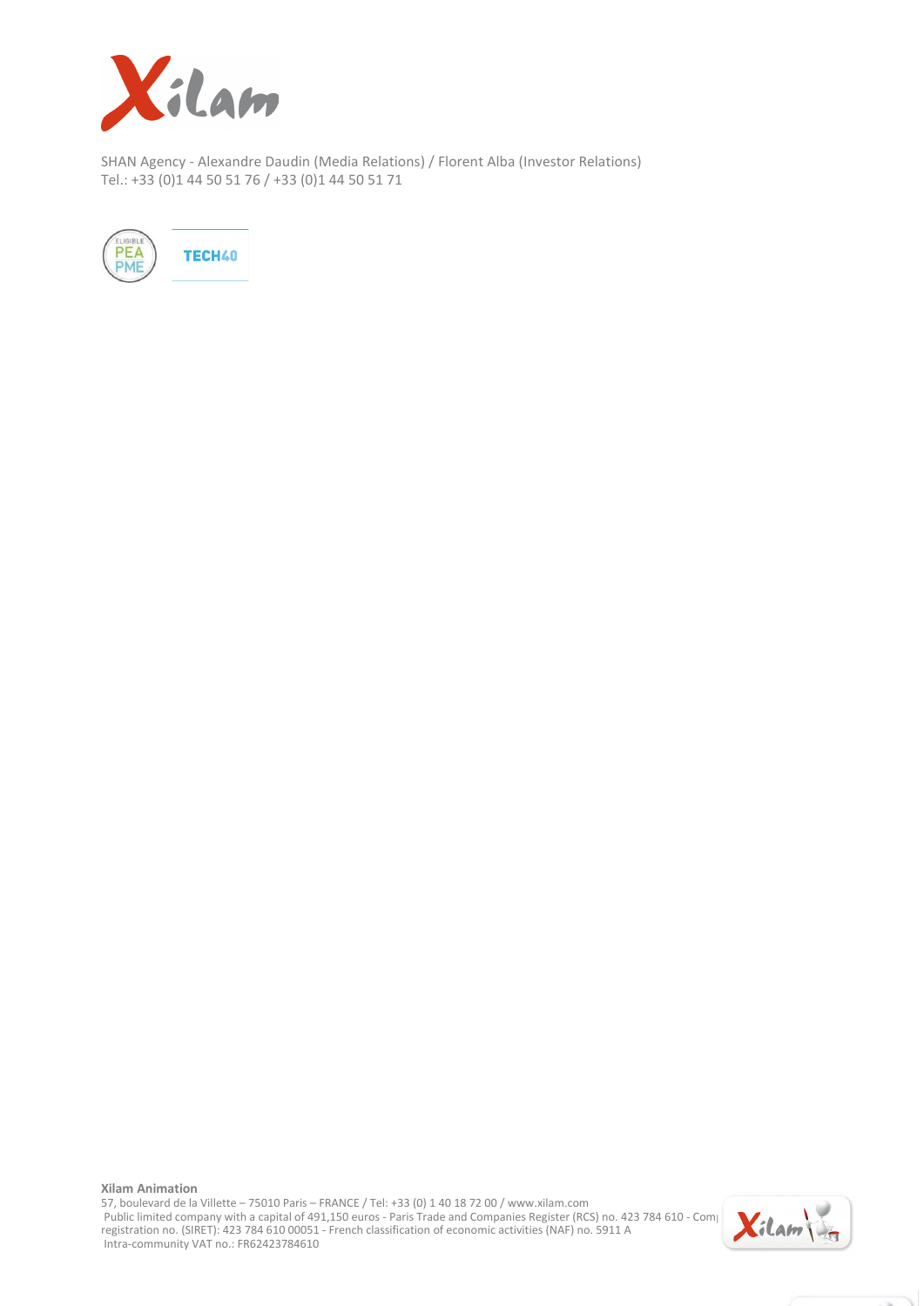SHAN Agency - Alexandre Daudin (Media Relations) / Florent Alba (Investor Relations)
Tel.: +33 (0)1 44 50 51 76 / +33 (0)1 44 50 51 71

**Xilam Animation**
57, boulevard de la Villette – 75010 Paris – FRANCE / Tel: +33 (0) 1 40 18 72 00 / www.xilam.com
Public limited company with a capital of 491,150 euros - Paris Trade and Companies Register (RCS) no. 423 784 610 - Com
registration no. (SIRET): 423 784 610 00051 - French classification of economic activities (NAF) no. 5911 A
Intra-community VAT no.: FR62423784610